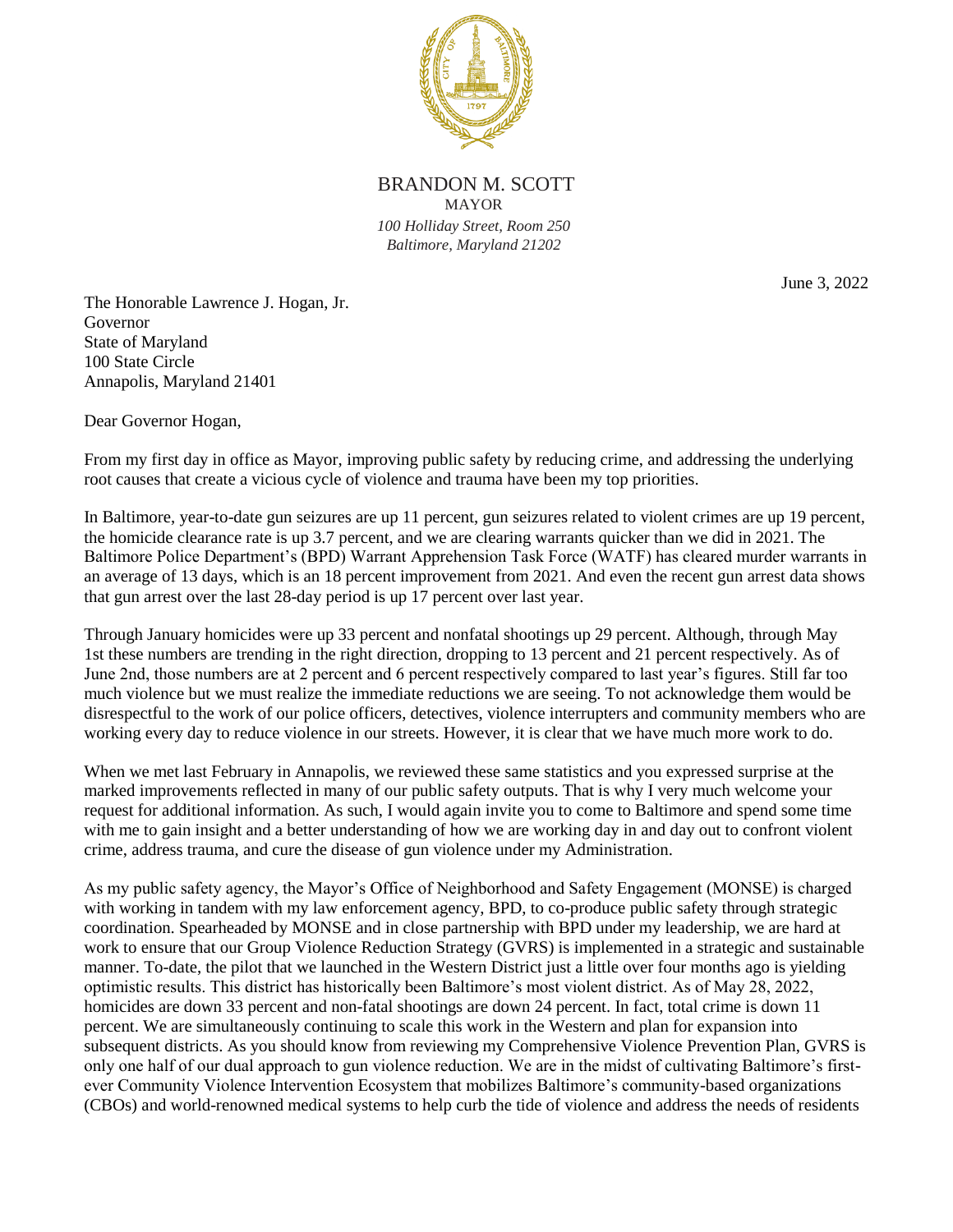BRANDON M. SCOTT
MAYOR
*100 Holliday Street, Room 250*
*Baltimore, Maryland 21202*

June 3, 2022

The Honorable Lawrence J. Hogan, Jr.
Governor
State of Maryland
100 State Circle
Annapolis, Maryland 21401

Dear Governor Hogan,

From my first day in office as Mayor, improving public safety by reducing crime, and addressing the underlying root causes that create a vicious cycle of violence and trauma have been my top priorities.

In Baltimore, year-to-date gun seizures are up 11 percent, gun seizures related to violent crimes are up 19 percent, the homicide clearance rate is up 3.7 percent, and we are clearing warrants quicker than we did in 2021. The Baltimore Police Department's (BPD) Warrant Apprehension Task Force (WATF) has cleared murder warrants in an average of 13 days, which is an 18 percent improvement from 2021. And even the recent gun arrest data shows that gun arrest over the last 28-day period is up 17 percent over last year.

Through January homicides were up 33 percent and nonfatal shootings up 29 percent. Although, through May 1st these numbers are trending in the right direction, dropping to 13 percent and 21 percent respectively. As of June 2nd, those numbers are at 2 percent and 6 percent respectively compared to last year's figures. Still far too much violence but we must realize the immediate reductions we are seeing. To not acknowledge them would be disrespectful to the work of our police officers, detectives, violence interrupters and community members who are working every day to reduce violence in our streets. However, it is clear that we have much more work to do.

When we met last February in Annapolis, we reviewed these same statistics and you expressed surprise at the marked improvements reflected in many of our public safety outputs. That is why I very much welcome your request for additional information. As such, I would again invite you to come to Baltimore and spend some time with me to gain insight and a better understanding of how we are working day in and day out to confront violent crime, address trauma, and cure the disease of gun violence under my Administration.

As my public safety agency, the Mayor's Office of Neighborhood and Safety Engagement (MONSE) is charged with working in tandem with my law enforcement agency, BPD, to co-produce public safety through strategic coordination. Spearheaded by MONSE and in close partnership with BPD under my leadership, we are hard at work to ensure that our Group Violence Reduction Strategy (GVRS) is implemented in a strategic and sustainable manner. To-date, the pilot that we launched in the Western District just a little over four months ago is yielding optimistic results. This district has historically been Baltimore's most violent district. As of May 28, 2022, homicides are down 33 percent and non-fatal shootings are down 24 percent. In fact, total crime is down 11 percent. We are simultaneously continuing to scale this work in the Western and plan for expansion into subsequent districts. As you should know from reviewing my Comprehensive Violence Prevention Plan, GVRS is only one half of our dual approach to gun violence reduction. We are in the midst of cultivating Baltimore's first-ever Community Violence Intervention Ecosystem that mobilizes Baltimore's community-based organizations (CBOs) and world-renowned medical systems to help curb the tide of violence and address the needs of residents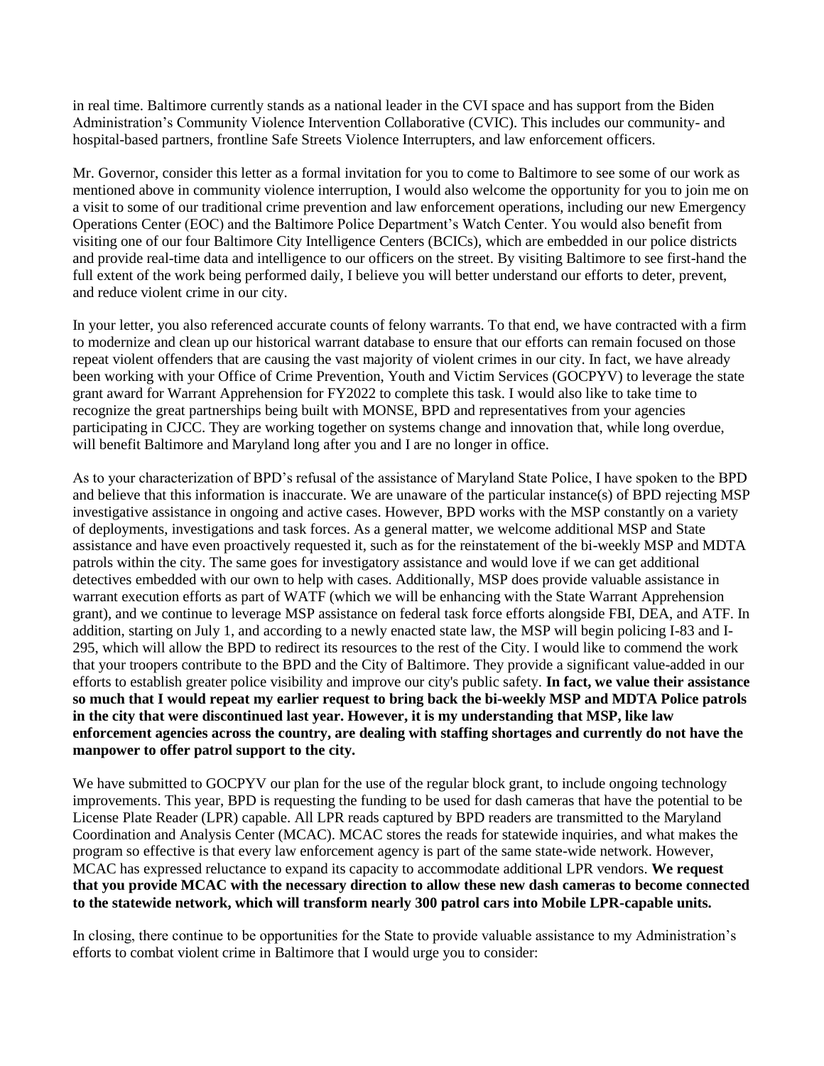in real time. Baltimore currently stands as a national leader in the CVI space and has support from the Biden Administration's Community Violence Intervention Collaborative (CVIC). This includes our community- and hospital-based partners, frontline Safe Streets Violence Interrupters, and law enforcement officers.

Mr. Governor, consider this letter as a formal invitation for you to come to Baltimore to see some of our work as mentioned above in community violence interruption, I would also welcome the opportunity for you to join me on a visit to some of our traditional crime prevention and law enforcement operations, including our new Emergency Operations Center (EOC) and the Baltimore Police Department's Watch Center. You would also benefit from visiting one of our four Baltimore City Intelligence Centers (BCICs), which are embedded in our police districts and provide real-time data and intelligence to our officers on the street. By visiting Baltimore to see first-hand the full extent of the work being performed daily, I believe you will better understand our efforts to deter, prevent, and reduce violent crime in our city.

In your letter, you also referenced accurate counts of felony warrants. To that end, we have contracted with a firm to modernize and clean up our historical warrant database to ensure that our efforts can remain focused on those repeat violent offenders that are causing the vast majority of violent crimes in our city. In fact, we have already been working with your Office of Crime Prevention, Youth and Victim Services (GOCPYV) to leverage the state grant award for Warrant Apprehension for FY2022 to complete this task. I would also like to take time to recognize the great partnerships being built with MONSE, BPD and representatives from your agencies participating in CJCC. They are working together on systems change and innovation that, while long overdue, will benefit Baltimore and Maryland long after you and I are no longer in office.

As to your characterization of BPD's refusal of the assistance of Maryland State Police, I have spoken to the BPD and believe that this information is inaccurate. We are unaware of the particular instance(s) of BPD rejecting MSP investigative assistance in ongoing and active cases. However, BPD works with the MSP constantly on a variety of deployments, investigations and task forces. As a general matter, we welcome additional MSP and State assistance and have even proactively requested it, such as for the reinstatement of the bi-weekly MSP and MDTA patrols within the city. The same goes for investigatory assistance and would love if we can get additional detectives embedded with our own to help with cases. Additionally, MSP does provide valuable assistance in warrant execution efforts as part of WATF (which we will be enhancing with the State Warrant Apprehension grant), and we continue to leverage MSP assistance on federal task force efforts alongside FBI, DEA, and ATF. In addition, starting on July 1, and according to a newly enacted state law, the MSP will begin policing I-83 and I-295, which will allow the BPD to redirect its resources to the rest of the City. I would like to commend the work that your troopers contribute to the BPD and the City of Baltimore. They provide a significant value-added in our efforts to establish greater police visibility and improve our city's public safety. **In fact, we value their assistance so much that I would repeat my earlier request to bring back the bi-weekly MSP and MDTA Police patrols in the city that were discontinued last year. However, it is my understanding that MSP, like law enforcement agencies across the country, are dealing with staffing shortages and currently do not have the manpower to offer patrol support to the city.**

We have submitted to GOCPYV our plan for the use of the regular block grant, to include ongoing technology improvements. This year, BPD is requesting the funding to be used for dash cameras that have the potential to be License Plate Reader (LPR) capable. All LPR reads captured by BPD readers are transmitted to the Maryland Coordination and Analysis Center (MCAC). MCAC stores the reads for statewide inquiries, and what makes the program so effective is that every law enforcement agency is part of the same state-wide network. However, MCAC has expressed reluctance to expand its capacity to accommodate additional LPR vendors. **We request that you provide MCAC with the necessary direction to allow these new dash cameras to become connected to the statewide network, which will transform nearly 300 patrol cars into Mobile LPR-capable units.**

In closing, there continue to be opportunities for the State to provide valuable assistance to my Administration's efforts to combat violent crime in Baltimore that I would urge you to consider: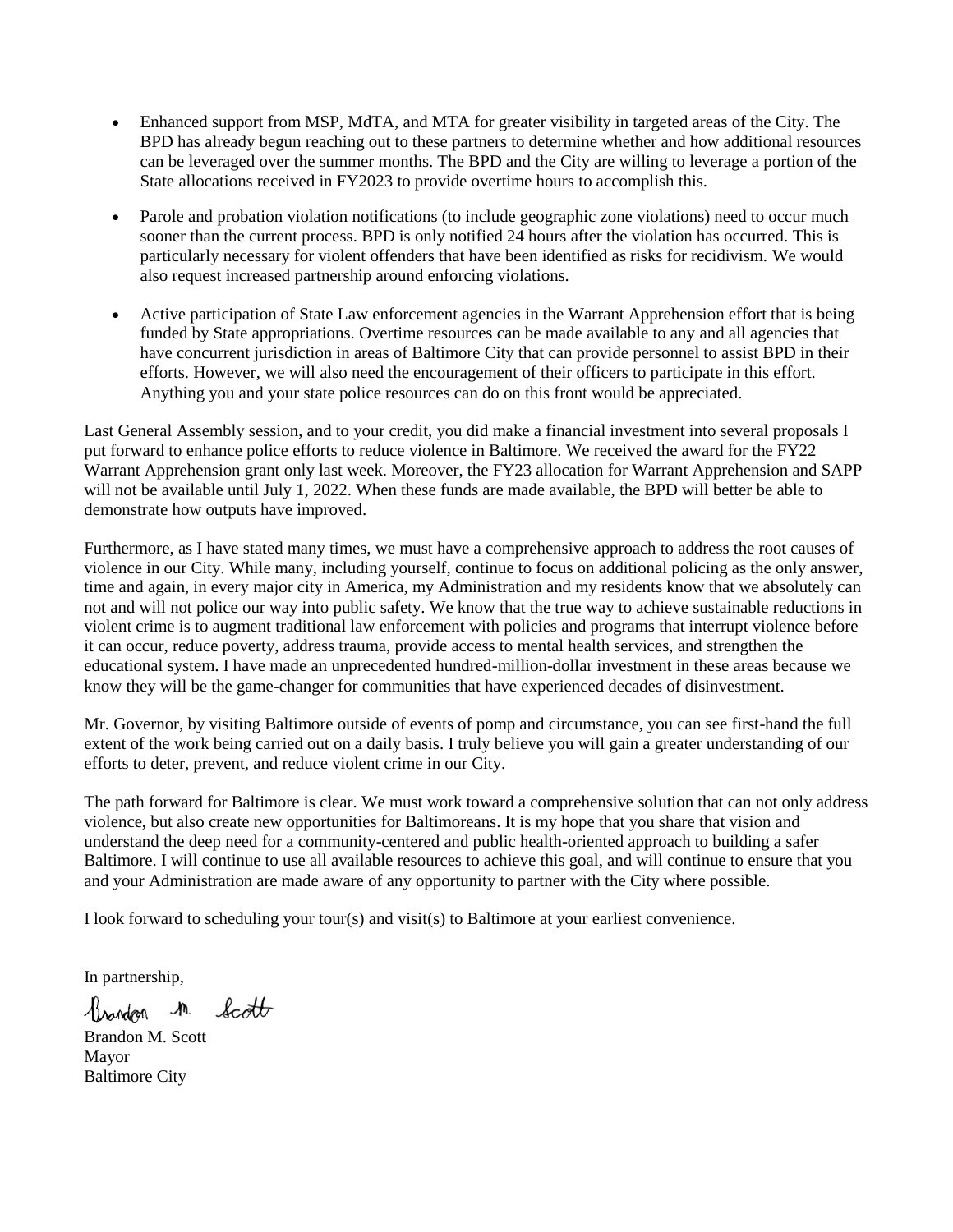- Enhanced support from MSP, MdTA, and MTA for greater visibility in targeted areas of the City. The BPD has already begun reaching out to these partners to determine whether and how additional resources can be leveraged over the summer months. The BPD and the City are willing to leverage a portion of the State allocations received in FY2023 to provide overtime hours to accomplish this.

- Parole and probation violation notifications (to include geographic zone violations) need to occur much sooner than the current process. BPD is only notified 24 hours after the violation has occurred. This is particularly necessary for violent offenders that have been identified as risks for recidivism. We would also request increased partnership around enforcing violations.

- Active participation of State Law enforcement agencies in the Warrant Apprehension effort that is being funded by State appropriations. Overtime resources can be made available to any and all agencies that have concurrent jurisdiction in areas of Baltimore City that can provide personnel to assist BPD in their efforts. However, we will also need the encouragement of their officers to participate in this effort. Anything you and your state police resources can do on this front would be appreciated.

Last General Assembly session, and to your credit, you did make a financial investment into several proposals I put forward to enhance police efforts to reduce violence in Baltimore. We received the award for the FY22 Warrant Apprehension grant only last week. Moreover, the FY23 allocation for Warrant Apprehension and SAPP will not be available until July 1, 2022. When these funds are made available, the BPD will better be able to demonstrate how outputs have improved.

Furthermore, as I have stated many times, we must have a comprehensive approach to address the root causes of violence in our City. While many, including yourself, continue to focus on additional policing as the only answer, time and again, in every major city in America, my Administration and my residents know that we absolutely can not and will not police our way into public safety. We know that the true way to achieve sustainable reductions in violent crime is to augment traditional law enforcement with policies and programs that interrupt violence before it can occur, reduce poverty, address trauma, provide access to mental health services, and strengthen the educational system. I have made an unprecedented hundred-million-dollar investment in these areas because we know they will be the game-changer for communities that have experienced decades of disinvestment.

Mr. Governor, by visiting Baltimore outside of events of pomp and circumstance, you can see first-hand the full extent of the work being carried out on a daily basis. I truly believe you will gain a greater understanding of our efforts to deter, prevent, and reduce violent crime in our City.

The path forward for Baltimore is clear. We must work toward a comprehensive solution that can not only address violence, but also create new opportunities for Baltimoreans. It is my hope that you share that vision and understand the deep need for a community-centered and public health-oriented approach to building a safer Baltimore. I will continue to use all available resources to achieve this goal, and will continue to ensure that you and your Administration are made aware of any opportunity to partner with the City where possible.

I look forward to scheduling your tour(s) and visit(s) to Baltimore at your earliest convenience.

In partnership,

Brandon M. Scott

Brandon M. Scott
Mayor
Baltimore City